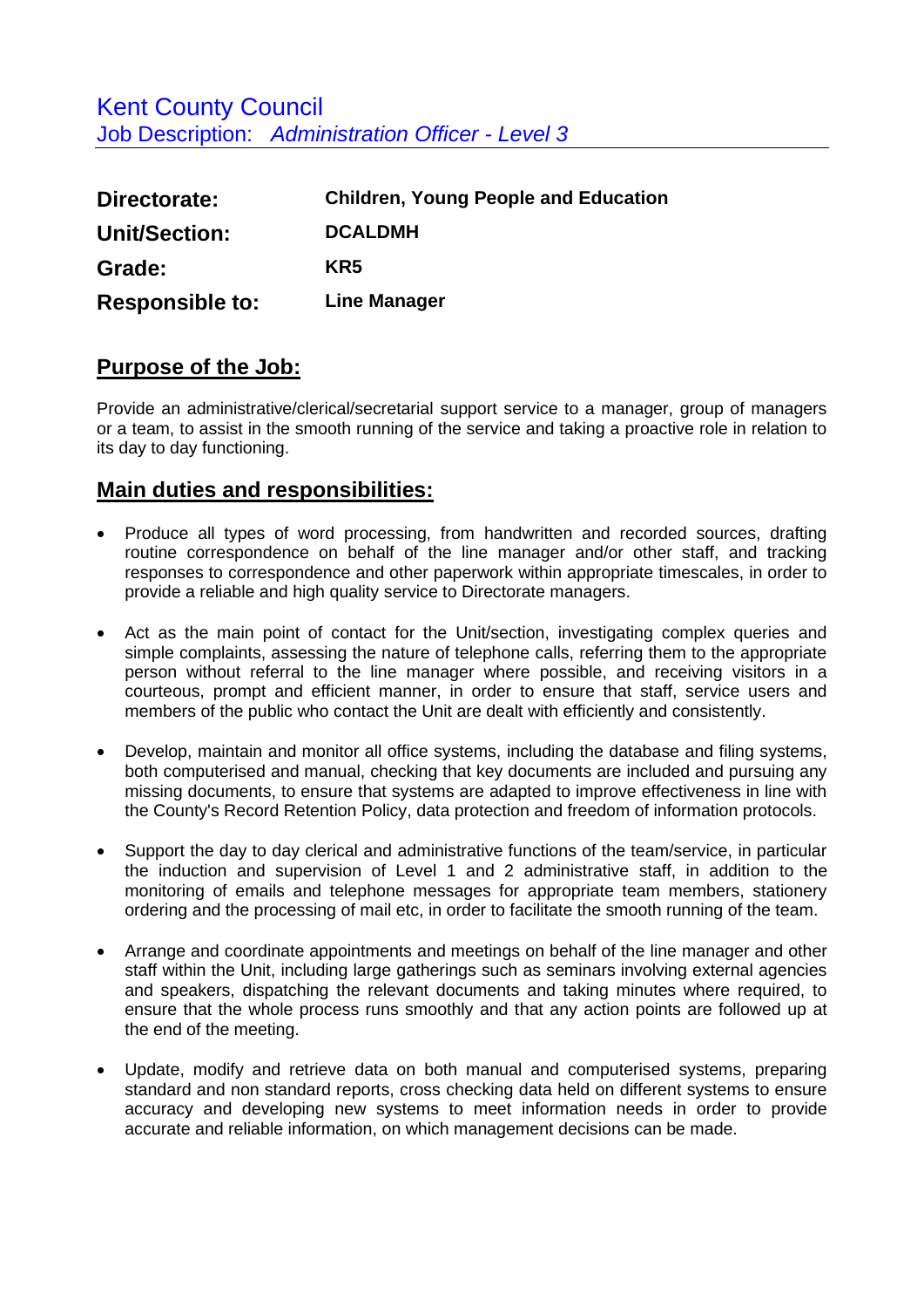Kent County Council
Job Description: *Administration Officer - Level 3*

| | |
|---|---|
| **Directorate:** | **Children, Young People and Education** |
| **Unit/Section:** | **DCALDMH** |
| **Grade:** | **KR5** |
| **Responsible to:** | **Line Manager** |

## Purpose of the Job:

Provide an administrative/clerical/secretarial support service to a manager, group of managers or a team, to assist in the smooth running of the service and taking a proactive role in relation to its day to day functioning.

## Main duties and responsibilities:

- Produce all types of word processing, from handwritten and recorded sources, drafting routine correspondence on behalf of the line manager and/or other staff, and tracking responses to correspondence and other paperwork within appropriate timescales, in order to provide a reliable and high quality service to Directorate managers.
- Act as the main point of contact for the Unit/section, investigating complex queries and simple complaints, assessing the nature of telephone calls, referring them to the appropriate person without referral to the line manager where possible, and receiving visitors in a courteous, prompt and efficient manner, in order to ensure that staff, service users and members of the public who contact the Unit are dealt with efficiently and consistently.
- Develop, maintain and monitor all office systems, including the database and filing systems, both computerised and manual, checking that key documents are included and pursuing any missing documents, to ensure that systems are adapted to improve effectiveness in line with the County's Record Retention Policy, data protection and freedom of information protocols.
- Support the day to day clerical and administrative functions of the team/service, in particular the induction and supervision of Level 1 and 2 administrative staff, in addition to the monitoring of emails and telephone messages for appropriate team members, stationery ordering and the processing of mail etc, in order to facilitate the smooth running of the team.
- Arrange and coordinate appointments and meetings on behalf of the line manager and other staff within the Unit, including large gatherings such as seminars involving external agencies and speakers, dispatching the relevant documents and taking minutes where required, to ensure that the whole process runs smoothly and that any action points are followed up at the end of the meeting.
- Update, modify and retrieve data on both manual and computerised systems, preparing standard and non standard reports, cross checking data held on different systems to ensure accuracy and developing new systems to meet information needs in order to provide accurate and reliable information, on which management decisions can be made.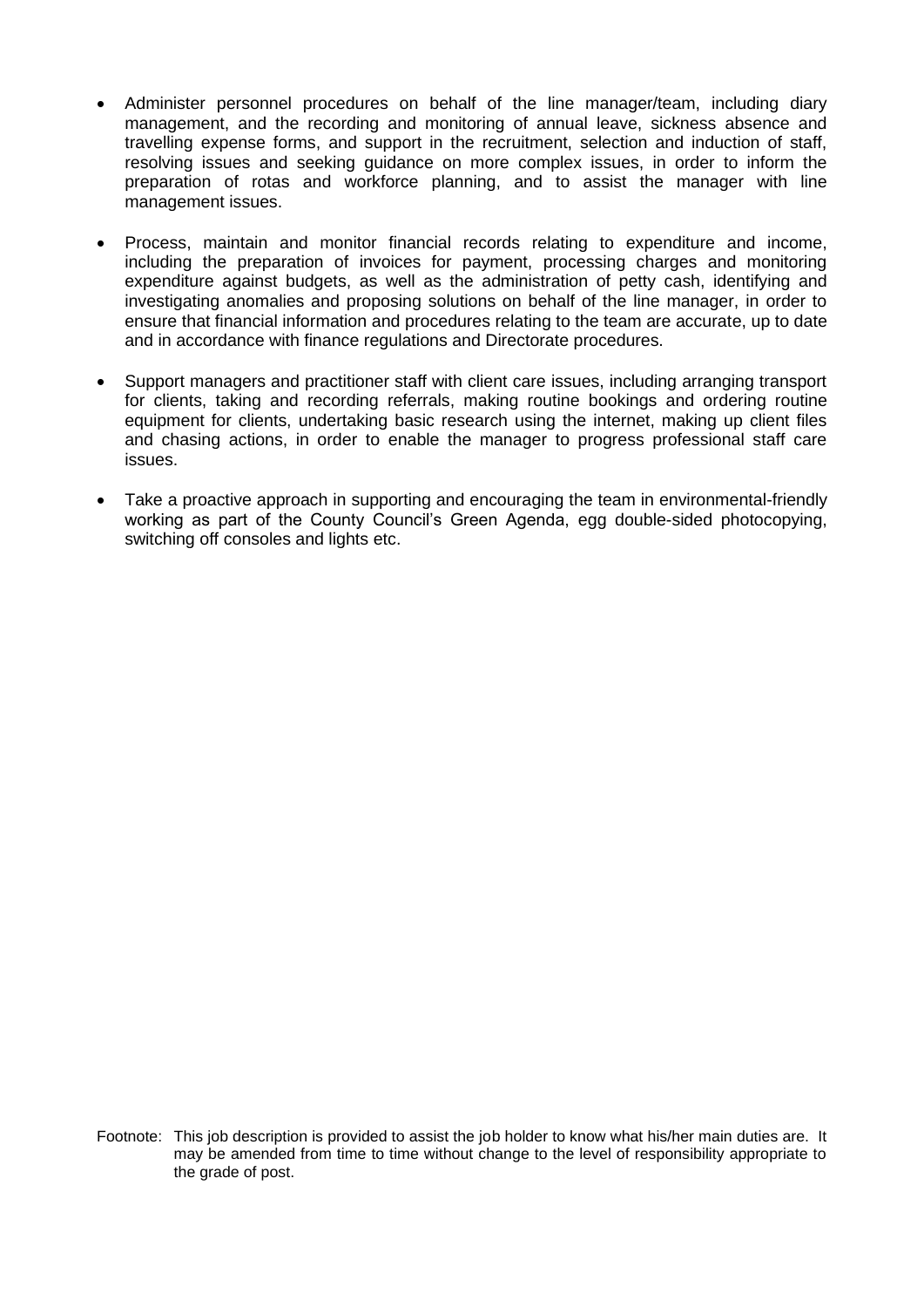- Administer personnel procedures on behalf of the line manager/team, including diary management, and the recording and monitoring of annual leave, sickness absence and travelling expense forms, and support in the recruitment, selection and induction of staff, resolving issues and seeking guidance on more complex issues, in order to inform the preparation of rotas and workforce planning, and to assist the manager with line management issues.

- Process, maintain and monitor financial records relating to expenditure and income, including the preparation of invoices for payment, processing charges and monitoring expenditure against budgets, as well as the administration of petty cash, identifying and investigating anomalies and proposing solutions on behalf of the line manager, in order to ensure that financial information and procedures relating to the team are accurate, up to date and in accordance with finance regulations and Directorate procedures.

- Support managers and practitioner staff with client care issues, including arranging transport for clients, taking and recording referrals, making routine bookings and ordering routine equipment for clients, undertaking basic research using the internet, making up client files and chasing actions, in order to enable the manager to progress professional staff care issues.

- Take a proactive approach in supporting and encouraging the team in environmental-friendly working as part of the County Council's Green Agenda, egg double-sided photocopying, switching off consoles and lights etc.

Footnote: This job description is provided to assist the job holder to know what his/her main duties are. It may be amended from time to time without change to the level of responsibility appropriate to the grade of post.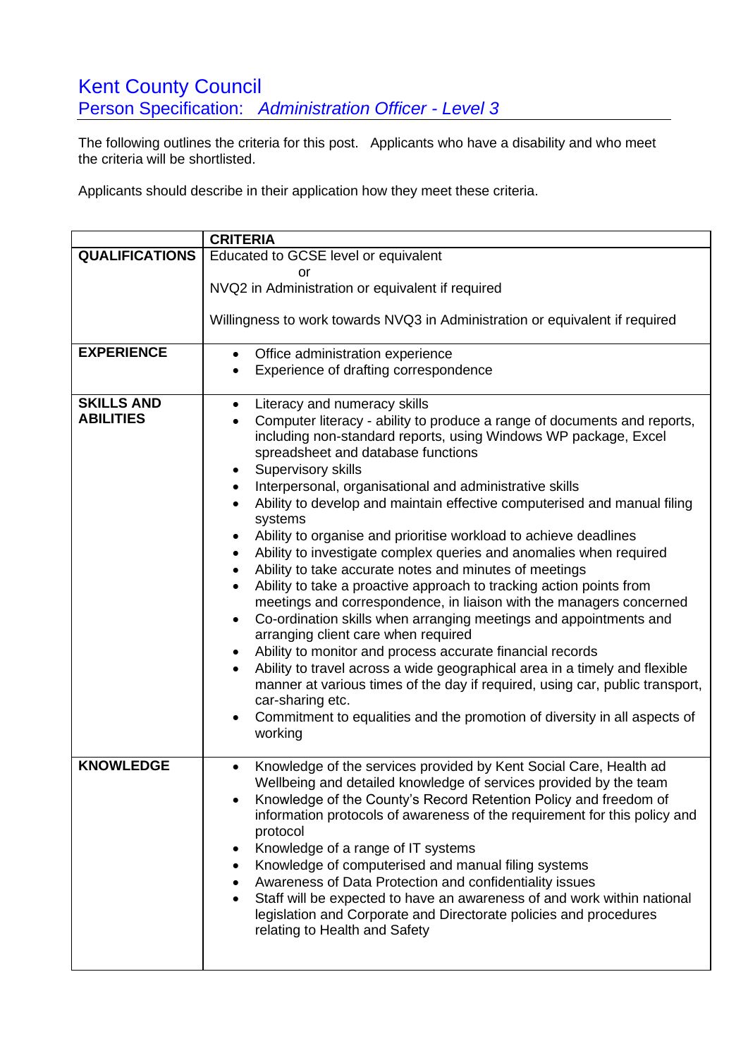# Kent County Council

## Person Specification: *Administration Officer - Level 3*

The following outlines the criteria for this post. Applicants who have a disability and who meet the criteria will be shortlisted.

Applicants should describe in their application how they meet these criteria.

| | CRITERIA |
|---|---|
| **QUALIFICATIONS** | Educated to GCSE level or equivalent<br>or<br>NVQ2 in Administration or equivalent if required<br><br>Willingness to work towards NVQ3 in Administration or equivalent if required |
| **EXPERIENCE** | • Office administration experience<br>• Experience of drafting correspondence |
| **SKILLS AND ABILITIES** | • Literacy and numeracy skills<br>• Computer literacy - ability to produce a range of documents and reports, including non-standard reports, using Windows WP package, Excel spreadsheet and database functions<br>• Supervisory skills<br>• Interpersonal, organisational and administrative skills<br>• Ability to develop and maintain effective computerised and manual filing systems<br>• Ability to organise and prioritise workload to achieve deadlines<br>• Ability to investigate complex queries and anomalies when required<br>• Ability to take accurate notes and minutes of meetings<br>• Ability to take a proactive approach to tracking action points from meetings and correspondence, in liaison with the managers concerned<br>• Co-ordination skills when arranging meetings and appointments and arranging client care when required<br>• Ability to monitor and process accurate financial records<br>• Ability to travel across a wide geographical area in a timely and flexible manner at various times of the day if required, using car, public transport, car-sharing etc.<br>• Commitment to equalities and the promotion of diversity in all aspects of working |
| **KNOWLEDGE** | • Knowledge of the services provided by Kent Social Care, Health ad Wellbeing and detailed knowledge of services provided by the team<br>• Knowledge of the County's Record Retention Policy and freedom of information protocols of awareness of the requirement for this policy and protocol<br>• Knowledge of a range of IT systems<br>• Knowledge of computerised and manual filing systems<br>• Awareness of Data Protection and confidentiality issues<br>• Staff will be expected to have an awareness of and work within national legislation and Corporate and Directorate policies and procedures relating to Health and Safety |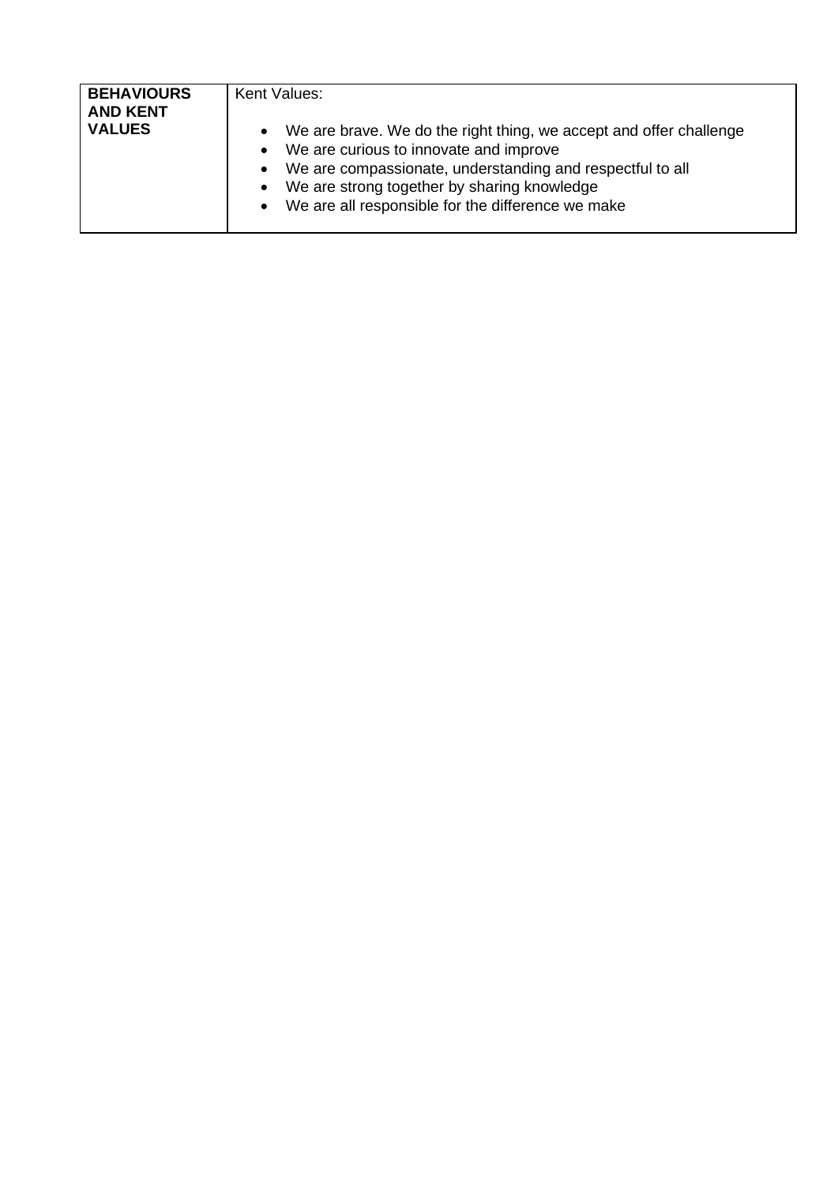| | |
|---|---|
| **BEHAVIOURS AND KENT VALUES** | Kent Values:<br><br>• We are brave. We do the right thing, we accept and offer challenge<br>• We are curious to innovate and improve<br>• We are compassionate, understanding and respectful to all<br>• We are strong together by sharing knowledge<br>• We are all responsible for the difference we make |